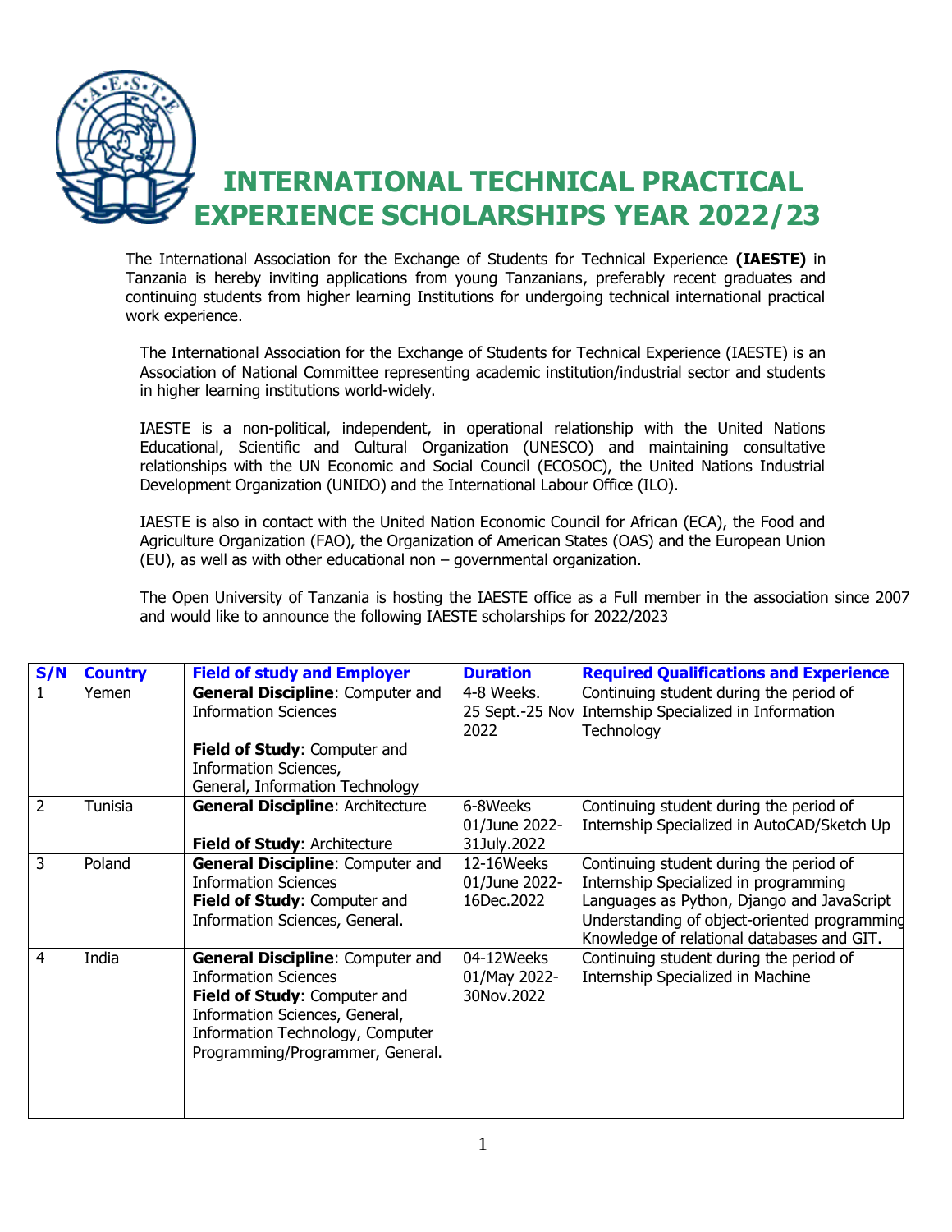# INTERNATIONAL TECHNICAL PRACTICAL EXPERIENCE SCHOLARSHIPS YEAR 2022/23

The International Association for the Exchange of Students for Technical Experience **(IAESTE)** in Tanzania is hereby inviting applications from young Tanzanians, preferably recent graduates and continuing students from higher learning Institutions for undergoing technical international practical work experience.

The International Association for the Exchange of Students for Technical Experience (IAESTE) is an Association of National Committee representing academic institution/industrial sector and students in higher learning institutions world-widely.

IAESTE is a non-political, independent, in operational relationship with the United Nations Educational, Scientific and Cultural Organization (UNESCO) and maintaining consultative relationships with the UN Economic and Social Council (ECOSOC), the United Nations Industrial Development Organization (UNIDO) and the International Labour Office (ILO).

IAESTE is also in contact with the United Nation Economic Council for African (ECA), the Food and Agriculture Organization (FAO), the Organization of American States (OAS) and the European Union (EU), as well as with other educational non – governmental organization.

The Open University of Tanzania is hosting the IAESTE office as a Full member in the association since 2007 and would like to announce the following IAESTE scholarships for 2022/2023

| S/N | Country | Field of study and Employer | Duration | Required Qualifications and Experience |
|---|---|---|---|---|
| 1 | Yemen | **General Discipline**: Computer and Information Sciences<br><br>**Field of Study**: Computer and Information Sciences, General, Information Technology | 4-8 Weeks. 25 Sept.-25 Nov 2022 | Continuing student during the period of Internship Specialized in Information Technology |
| 2 | Tunisia | **General Discipline**: Architecture<br><br>**Field of Study**: Architecture | 6-8Weeks 01/June 2022-31July.2022 | Continuing student during the period of Internship Specialized in AutoCAD/Sketch Up |
| 3 | Poland | **General Discipline**: Computer and Information Sciences<br>**Field of Study**: Computer and Information Sciences, General. | 12-16Weeks 01/June 2022-16Dec.2022 | Continuing student during the period of Internship Specialized in programming Languages as Python, Django and JavaScript Understanding of object-oriented programming Knowledge of relational databases and GIT. |
| 4 | India | **General Discipline**: Computer and Information Sciences<br>**Field of Study**: Computer and Information Sciences, General, Information Technology, Computer Programming/Programmer, General. | 04-12Weeks 01/May 2022-30Nov.2022 | Continuing student during the period of Internship Specialized in Machine |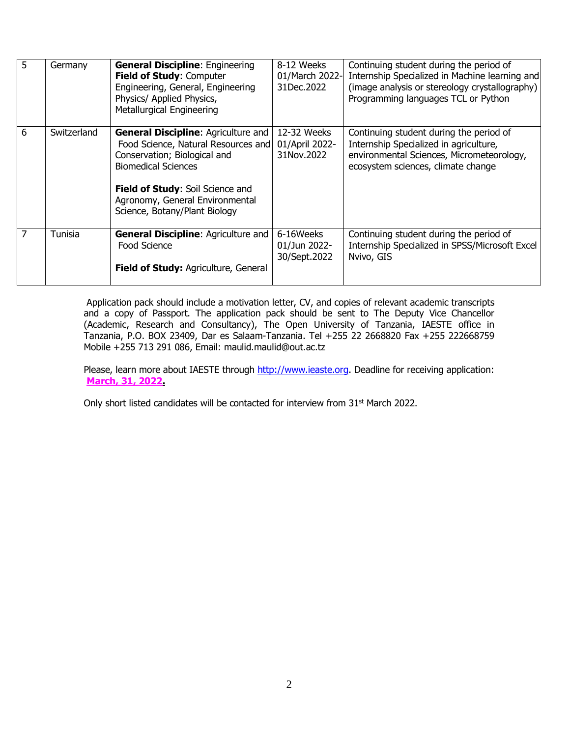| | | | | |
|---|---|---|---|---|
| 5 | Germany | **General Discipline**: Engineering **Field of Study**: Computer Engineering, General, Engineering Physics/ Applied Physics, Metallurgical Engineering | 8-12 Weeks 01/March 2022-31Dec.2022 | Continuing student during the period of Internship Specialized in Machine learning and (image analysis or stereology crystallography) Programming languages TCL or Python |
| 6 | Switzerland | **General Discipline**: Agriculture and Food Science, Natural Resources and Conservation; Biological and Biomedical Sciences<br><br>**Field of Study**: Soil Science and Agronomy, General Environmental Science, Botany/Plant Biology | 12-32 Weeks 01/April 2022-31Nov.2022 | Continuing student during the period of Internship Specialized in agriculture, environmental Sciences, Micrometeorology, ecosystem sciences, climate change |
| 7 | Tunisia | **General Discipline**: Agriculture and Food Science<br><br>**Field of Study:** Agriculture, General | 6-16Weeks 01/Jun 2022-30/Sept.2022 | Continuing student during the period of Internship Specialized in SPSS/Microsoft Excel Nvivo, GIS |

Application pack should include a motivation letter, CV, and copies of relevant academic transcripts and a copy of Passport. The application pack should be sent to The Deputy Vice Chancellor (Academic, Research and Consultancy), The Open University of Tanzania, IAESTE office in Tanzania, P.O. BOX 23409, Dar es Salaam-Tanzania. Tel +255 22 2668820 Fax +255 222668759 Mobile +255 713 291 086, Email: maulid.maulid@out.ac.tz

Please, learn more about IAESTE through http://www.ieaste.org. Deadline for receiving application: **March, 31, 2022.**

Only short listed candidates will be contacted for interview from 31st March 2022.